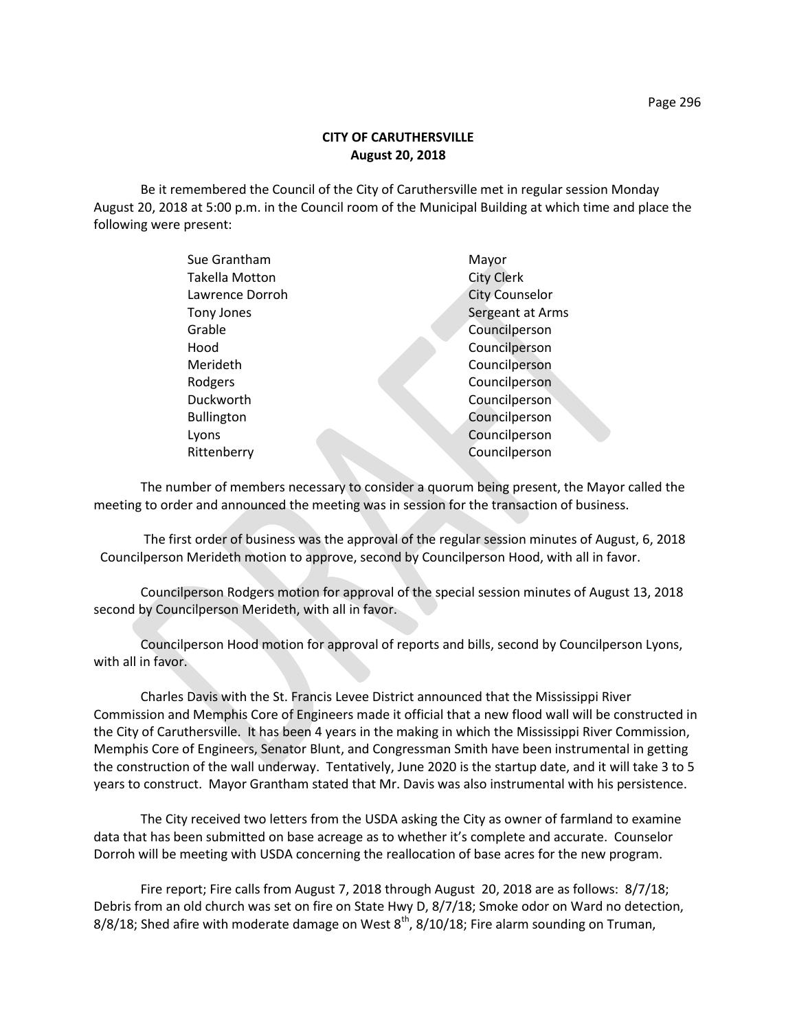**CITY OF CARUTHERSVILLE**
**August 20, 2018**

Be it remembered the Council of the City of Caruthersville met in regular session Monday August 20, 2018 at 5:00 p.m. in the Council room of the Municipal Building at which time and place the following were present:

| | |
|---|---|
| Sue Grantham | Mayor |
| Takella Motton | City Clerk |
| Lawrence Dorroh | City Counselor |
| Tony Jones | Sergeant at Arms |
| Grable | Councilperson |
| Hood | Councilperson |
| Merideth | Councilperson |
| Rodgers | Councilperson |
| Duckworth | Councilperson |
| Bullington | Councilperson |
| Lyons | Councilperson |
| Rittenberry | Councilperson |

The number of members necessary to consider a quorum being present, the Mayor called the meeting to order and announced the meeting was in session for the transaction of business.

The first order of business was the approval of the regular session minutes of August, 6, 2018 Councilperson Merideth motion to approve, second by Councilperson Hood, with all in favor.

Councilperson Rodgers motion for approval of the special session minutes of August 13, 2018 second by Councilperson Merideth, with all in favor.

Councilperson Hood motion for approval of reports and bills, second by Councilperson Lyons, with all in favor.

Charles Davis with the St. Francis Levee District announced that the Mississippi River Commission and Memphis Core of Engineers made it official that a new flood wall will be constructed in the City of Caruthersville. It has been 4 years in the making in which the Mississippi River Commission, Memphis Core of Engineers, Senator Blunt, and Congressman Smith have been instrumental in getting the construction of the wall underway. Tentatively, June 2020 is the startup date, and it will take 3 to 5 years to construct. Mayor Grantham stated that Mr. Davis was also instrumental with his persistence.

The City received two letters from the USDA asking the City as owner of farmland to examine data that has been submitted on base acreage as to whether it's complete and accurate. Counselor Dorroh will be meeting with USDA concerning the reallocation of base acres for the new program.

Fire report; Fire calls from August 7, 2018 through August 20, 2018 are as follows: 8/7/18; Debris from an old church was set on fire on State Hwy D, 8/7/18; Smoke odor on Ward no detection, 8/8/18; Shed afire with moderate damage on West 8th, 8/10/18; Fire alarm sounding on Truman,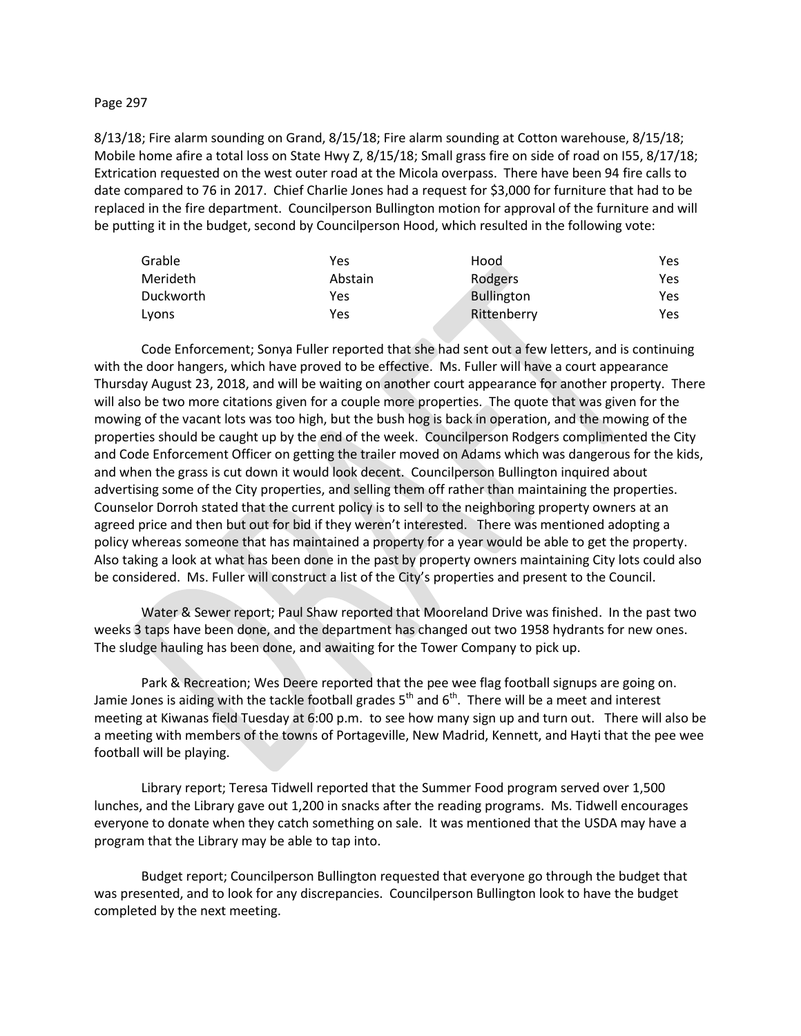8/13/18; Fire alarm sounding on Grand, 8/15/18; Fire alarm sounding at Cotton warehouse, 8/15/18; Mobile home afire a total loss on State Hwy Z, 8/15/18; Small grass fire on side of road on I55, 8/17/18; Extrication requested on the west outer road at the Micola overpass. There have been 94 fire calls to date compared to 76 in 2017. Chief Charlie Jones had a request for $3,000 for furniture that had to be replaced in the fire department. Councilperson Bullington motion for approval of the furniture and will be putting it in the budget, second by Councilperson Hood, which resulted in the following vote:

| | | | |
|---|---|---|---|
| Grable | Yes | Hood | Yes |
| Merideth | Abstain | Rodgers | Yes |
| Duckworth | Yes | Bullington | Yes |
| Lyons | Yes | Rittenberry | Yes |

Code Enforcement; Sonya Fuller reported that she had sent out a few letters, and is continuing with the door hangers, which have proved to be effective. Ms. Fuller will have a court appearance Thursday August 23, 2018, and will be waiting on another court appearance for another property. There will also be two more citations given for a couple more properties. The quote that was given for the mowing of the vacant lots was too high, but the bush hog is back in operation, and the mowing of the properties should be caught up by the end of the week. Councilperson Rodgers complimented the City and Code Enforcement Officer on getting the trailer moved on Adams which was dangerous for the kids, and when the grass is cut down it would look decent. Councilperson Bullington inquired about advertising some of the City properties, and selling them off rather than maintaining the properties. Counselor Dorroh stated that the current policy is to sell to the neighboring property owners at an agreed price and then but out for bid if they weren't interested. There was mentioned adopting a policy whereas someone that has maintained a property for a year would be able to get the property. Also taking a look at what has been done in the past by property owners maintaining City lots could also be considered. Ms. Fuller will construct a list of the City's properties and present to the Council.

Water & Sewer report; Paul Shaw reported that Mooreland Drive was finished. In the past two weeks 3 taps have been done, and the department has changed out two 1958 hydrants for new ones. The sludge hauling has been done, and awaiting for the Tower Company to pick up.

Park & Recreation; Wes Deere reported that the pee wee flag football signups are going on. Jamie Jones is aiding with the tackle football grades 5th and 6th. There will be a meet and interest meeting at Kiwanas field Tuesday at 6:00 p.m. to see how many sign up and turn out. There will also be a meeting with members of the towns of Portageville, New Madrid, Kennett, and Hayti that the pee wee football will be playing.

Library report; Teresa Tidwell reported that the Summer Food program served over 1,500 lunches, and the Library gave out 1,200 in snacks after the reading programs. Ms. Tidwell encourages everyone to donate when they catch something on sale. It was mentioned that the USDA may have a program that the Library may be able to tap into.

Budget report; Councilperson Bullington requested that everyone go through the budget that was presented, and to look for any discrepancies. Councilperson Bullington look to have the budget completed by the next meeting.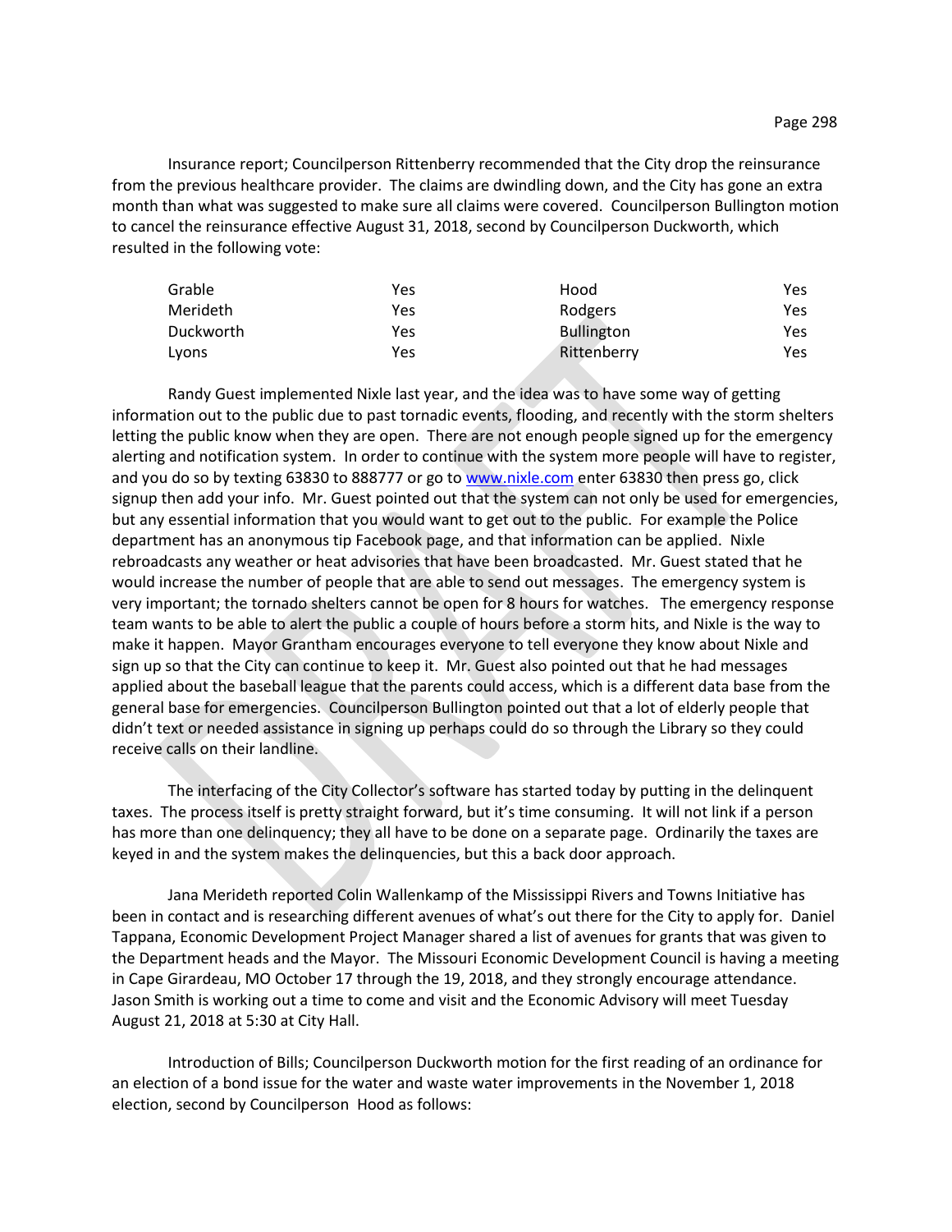Insurance report; Councilperson Rittenberry recommended that the City drop the reinsurance from the previous healthcare provider. The claims are dwindling down, and the City has gone an extra month than what was suggested to make sure all claims were covered. Councilperson Bullington motion to cancel the reinsurance effective August 31, 2018, second by Councilperson Duckworth, which resulted in the following vote:

| | | | |
|---|---|---|---|
| Grable | Yes | Hood | Yes |
| Merideth | Yes | Rodgers | Yes |
| Duckworth | Yes | Bullington | Yes |
| Lyons | Yes | Rittenberry | Yes |

Randy Guest implemented Nixle last year, and the idea was to have some way of getting information out to the public due to past tornadic events, flooding, and recently with the storm shelters letting the public know when they are open. There are not enough people signed up for the emergency alerting and notification system. In order to continue with the system more people will have to register, and you do so by texting 63830 to 888777 or go to www.nixle.com enter 63830 then press go, click signup then add your info. Mr. Guest pointed out that the system can not only be used for emergencies, but any essential information that you would want to get out to the public. For example the Police department has an anonymous tip Facebook page, and that information can be applied. Nixle rebroadcasts any weather or heat advisories that have been broadcasted. Mr. Guest stated that he would increase the number of people that are able to send out messages. The emergency system is very important; the tornado shelters cannot be open for 8 hours for watches. The emergency response team wants to be able to alert the public a couple of hours before a storm hits, and Nixle is the way to make it happen. Mayor Grantham encourages everyone to tell everyone they know about Nixle and sign up so that the City can continue to keep it. Mr. Guest also pointed out that he had messages applied about the baseball league that the parents could access, which is a different data base from the general base for emergencies. Councilperson Bullington pointed out that a lot of elderly people that didn't text or needed assistance in signing up perhaps could do so through the Library so they could receive calls on their landline.

The interfacing of the City Collector's software has started today by putting in the delinquent taxes. The process itself is pretty straight forward, but it's time consuming. It will not link if a person has more than one delinquency; they all have to be done on a separate page. Ordinarily the taxes are keyed in and the system makes the delinquencies, but this a back door approach.

Jana Merideth reported Colin Wallenkamp of the Mississippi Rivers and Towns Initiative has been in contact and is researching different avenues of what's out there for the City to apply for. Daniel Tappana, Economic Development Project Manager shared a list of avenues for grants that was given to the Department heads and the Mayor. The Missouri Economic Development Council is having a meeting in Cape Girardeau, MO October 17 through the 19, 2018, and they strongly encourage attendance. Jason Smith is working out a time to come and visit and the Economic Advisory will meet Tuesday August 21, 2018 at 5:30 at City Hall.

Introduction of Bills; Councilperson Duckworth motion for the first reading of an ordinance for an election of a bond issue for the water and waste water improvements in the November 1, 2018 election, second by Councilperson Hood as follows: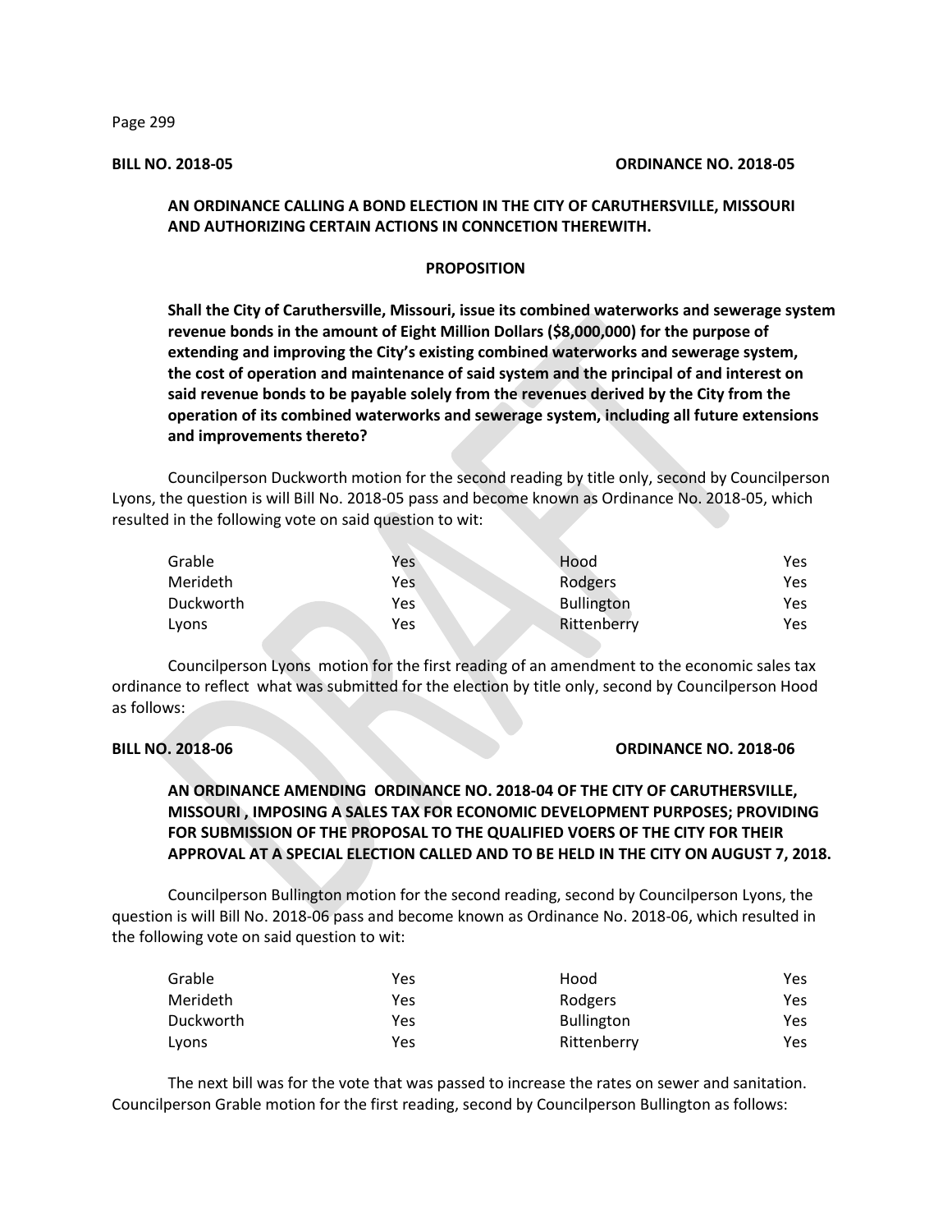**BILL NO. 2018-05** **ORDINANCE NO. 2018-05**

**AN ORDINANCE CALLING A BOND ELECTION IN THE CITY OF CARUTHERSVILLE, MISSOURI AND AUTHORIZING CERTAIN ACTIONS IN CONNCETION THEREWITH.**

**PROPOSITION**

**Shall the City of Caruthersville, Missouri, issue its combined waterworks and sewerage system revenue bonds in the amount of Eight Million Dollars ($8,000,000) for the purpose of extending and improving the City's existing combined waterworks and sewerage system, the cost of operation and maintenance of said system and the principal of and interest on said revenue bonds to be payable solely from the revenues derived by the City from the operation of its combined waterworks and sewerage system, including all future extensions and improvements thereto?**

Councilperson Duckworth motion for the second reading by title only, second by Councilperson Lyons, the question is will Bill No. 2018-05 pass and become known as Ordinance No. 2018-05, which resulted in the following vote on said question to wit:

| | | | |
|---|---|---|---|
| Grable | Yes | Hood | Yes |
| Merideth | Yes | Rodgers | Yes |
| Duckworth | Yes | Bullington | Yes |
| Lyons | Yes | Rittenberry | Yes |

Councilperson Lyons motion for the first reading of an amendment to the economic sales tax ordinance to reflect what was submitted for the election by title only, second by Councilperson Hood as follows:

**BILL NO. 2018-06** **ORDINANCE NO. 2018-06**

**AN ORDINANCE AMENDING ORDINANCE NO. 2018-04 OF THE CITY OF CARUTHERSVILLE, MISSOURI , IMPOSING A SALES TAX FOR ECONOMIC DEVELOPMENT PURPOSES; PROVIDING FOR SUBMISSION OF THE PROPOSAL TO THE QUALIFIED VOERS OF THE CITY FOR THEIR APPROVAL AT A SPECIAL ELECTION CALLED AND TO BE HELD IN THE CITY ON AUGUST 7, 2018.**

Councilperson Bullington motion for the second reading, second by Councilperson Lyons, the question is will Bill No. 2018-06 pass and become known as Ordinance No. 2018-06, which resulted in the following vote on said question to wit:

| | | | |
|---|---|---|---|
| Grable | Yes | Hood | Yes |
| Merideth | Yes | Rodgers | Yes |
| Duckworth | Yes | Bullington | Yes |
| Lyons | Yes | Rittenberry | Yes |

The next bill was for the vote that was passed to increase the rates on sewer and sanitation. Councilperson Grable motion for the first reading, second by Councilperson Bullington as follows: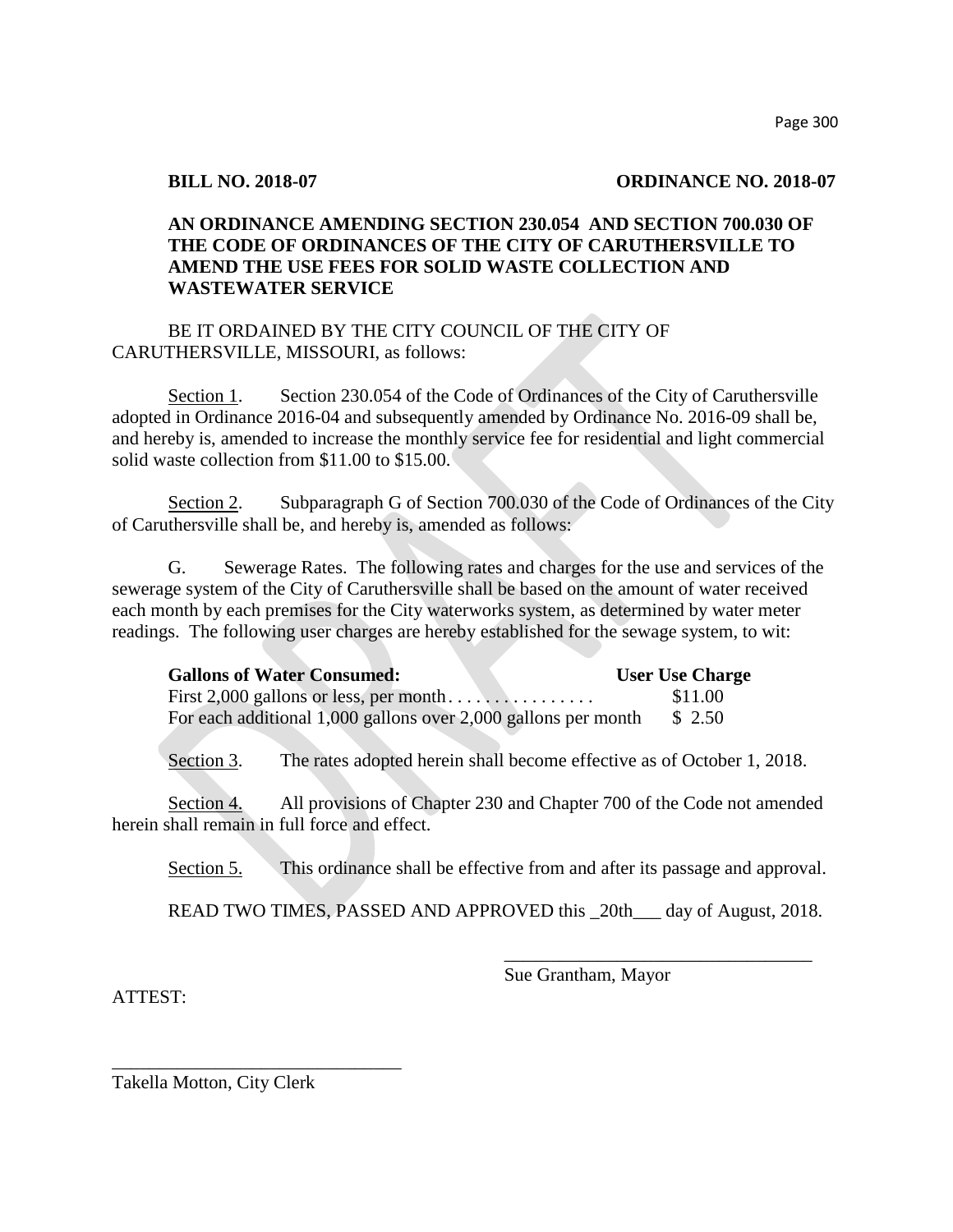**BILL NO. 2018-07** **ORDINANCE NO. 2018-07**

**AN ORDINANCE AMENDING SECTION 230.054 AND SECTION 700.030 OF THE CODE OF ORDINANCES OF THE CITY OF CARUTHERSVILLE TO AMEND THE USE FEES FOR SOLID WASTE COLLECTION AND WASTEWATER SERVICE**

BE IT ORDAINED BY THE CITY COUNCIL OF THE CITY OF CARUTHERSVILLE, MISSOURI, as follows:

Section 1. Section 230.054 of the Code of Ordinances of the City of Caruthersville adopted in Ordinance 2016-04 and subsequently amended by Ordinance No. 2016-09 shall be, and hereby is, amended to increase the monthly service fee for residential and light commercial solid waste collection from $11.00 to $15.00.

Section 2. Subparagraph G of Section 700.030 of the Code of Ordinances of the City of Caruthersville shall be, and hereby is, amended as follows:

G. Sewerage Rates. The following rates and charges for the use and services of the sewerage system of the City of Caruthersville shall be based on the amount of water received each month by each premises for the City waterworks system, as determined by water meter readings. The following user charges are hereby established for the sewage system, to wit:

| **Gallons of Water Consumed:** | **User Use Charge** |
|---|---|
| First 2,000 gallons or less, per month . . . . . . . . . . . . . . . . | $11.00 |
| For each additional 1,000 gallons over 2,000 gallons per month | $ 2.50 |

Section 3. The rates adopted herein shall become effective as of October 1, 2018.

Section 4. All provisions of Chapter 230 and Chapter 700 of the Code not amended herein shall remain in full force and effect.

Section 5. This ordinance shall be effective from and after its passage and approval.

READ TWO TIMES, PASSED AND APPROVED this _20th___ day of August, 2018.

_________________________________
Sue Grantham, Mayor

ATTEST:

_______________________________
Takella Motton, City Clerk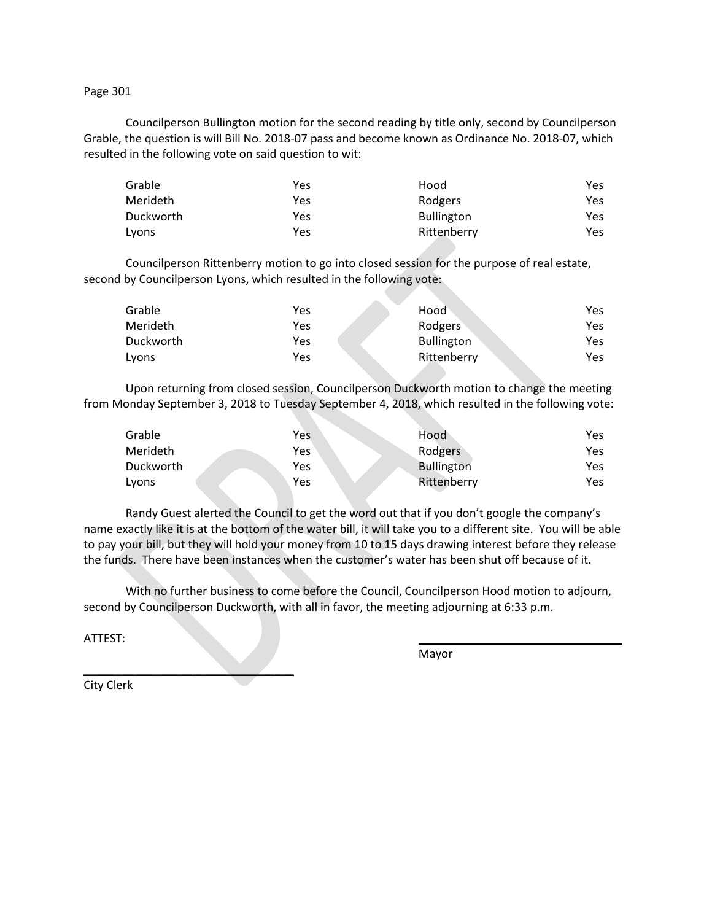Councilperson Bullington motion for the second reading by title only, second by Councilperson Grable, the question is will Bill No. 2018-07 pass and become known as Ordinance No. 2018-07, which resulted in the following vote on said question to wit:

| | | | |
|---|---|---|---|
| Grable | Yes | Hood | Yes |
| Merideth | Yes | Rodgers | Yes |
| Duckworth | Yes | Bullington | Yes |
| Lyons | Yes | Rittenberry | Yes |

Councilperson Rittenberry motion to go into closed session for the purpose of real estate, second by Councilperson Lyons, which resulted in the following vote:

| | | | |
|---|---|---|---|
| Grable | Yes | Hood | Yes |
| Merideth | Yes | Rodgers | Yes |
| Duckworth | Yes | Bullington | Yes |
| Lyons | Yes | Rittenberry | Yes |

Upon returning from closed session, Councilperson Duckworth motion to change the meeting from Monday September 3, 2018 to Tuesday September 4, 2018, which resulted in the following vote:

| | | | |
|---|---|---|---|
| Grable | Yes | Hood | Yes |
| Merideth | Yes | Rodgers | Yes |
| Duckworth | Yes | Bullington | Yes |
| Lyons | Yes | Rittenberry | Yes |

Randy Guest alerted the Council to get the word out that if you don't google the company's name exactly like it is at the bottom of the water bill, it will take you to a different site. You will be able to pay your bill, but they will hold your money from 10 to 15 days drawing interest before they release the funds. There have been instances when the customer's water has been shut off because of it.

With no further business to come before the Council, Councilperson Hood motion to adjourn, second by Councilperson Duckworth, with all in favor, the meeting adjourning at 6:33 p.m.

ATTEST:

\_\_\_\_\_\_\_\_\_\_\_\_\_\_\_\_\_\_\_\_\_\_\_\_\_\_\_\_\_\_
Mayor

\_\_\_\_\_\_\_\_\_\_\_\_\_\_\_\_\_\_\_\_\_\_\_\_\_\_\_\_\_\_
City Clerk